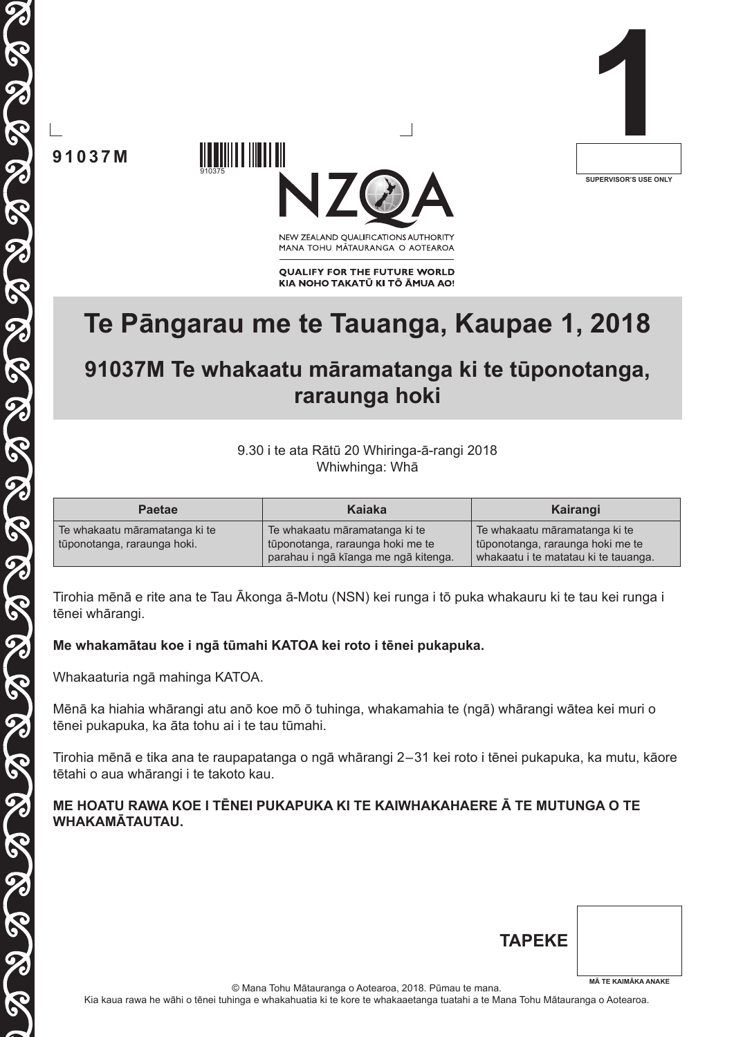91037M

1

SUPERVISOR'S USE ONLY

NEW ZEALAND QUALIFICATIONS AUTHORITY
MANA TOHU MĀTAURANGA O AOTEAROA

QUALIFY FOR THE FUTURE WORLD
KIA NOHO TAKATŪ KI TŌ ĀMUA AO!

# Te Pāngarau me te Tauanga, Kaupae 1, 2018

## 91037M Te whakaatu māramatanga ki te tūponotanga, raraunga hoki

9.30 i te ata Rātū 20 Whiringa-ā-rangi 2018
Whiwhinga: Whā

| Paetae | Kaiaka | Kairangi |
|---|---|---|
| Te whakaatu māramatanga ki te tūponotanga, raraunga hoki. | Te whakaatu māramatanga ki te tūponotanga, raraunga hoki me te parahau i ngā kīanga me ngā kitenga. | Te whakaatu māramatanga ki te tūponotanga, raraunga hoki me te whakaatu i te matatau ki te tauanga. |

Tirohia mēnā e rite ana te Tau Ākonga ā-Motu (NSN) kei runga i tō puka whakauru ki te tau kei runga i tēnei whārangi.

**Me whakamātau koe i ngā tūmahi KATOA kei roto i tēnei pukapuka.**

Whakaaturia ngā mahinga KATOA.

Mēnā ka hiahia whārangi atu anō koe mō ō tuhinga, whakamahia te (ngā) whārangi wātea kei muri o tēnei pukapuka, ka āta tohu ai i te tau tūmahi.

Tirohia mēnā e tika ana te raupapatanga o ngā whārangi 2–31 kei roto i tēnei pukapuka, ka mutu, kāore tētahi o aua whārangi i te takoto kau.

**ME HOATU RAWA KOE I TĒNEI PUKAPUKA KI TE KAIWHAKAHAERE Ā TE MUTUNGA O TE WHAKAMĀTAUTAU.**

**TAPEKE**

MĀ TE KAIMĀKA ANAKE

© Mana Tohu Mātauranga o Aotearoa, 2018. Pūmau te mana.
Kia kaua rawa he wāhi o tēnei tuhinga e whakahuatia ki te kore te whakaaetanga tuatahi a te Mana Tohu Mātauranga o Aotearoa.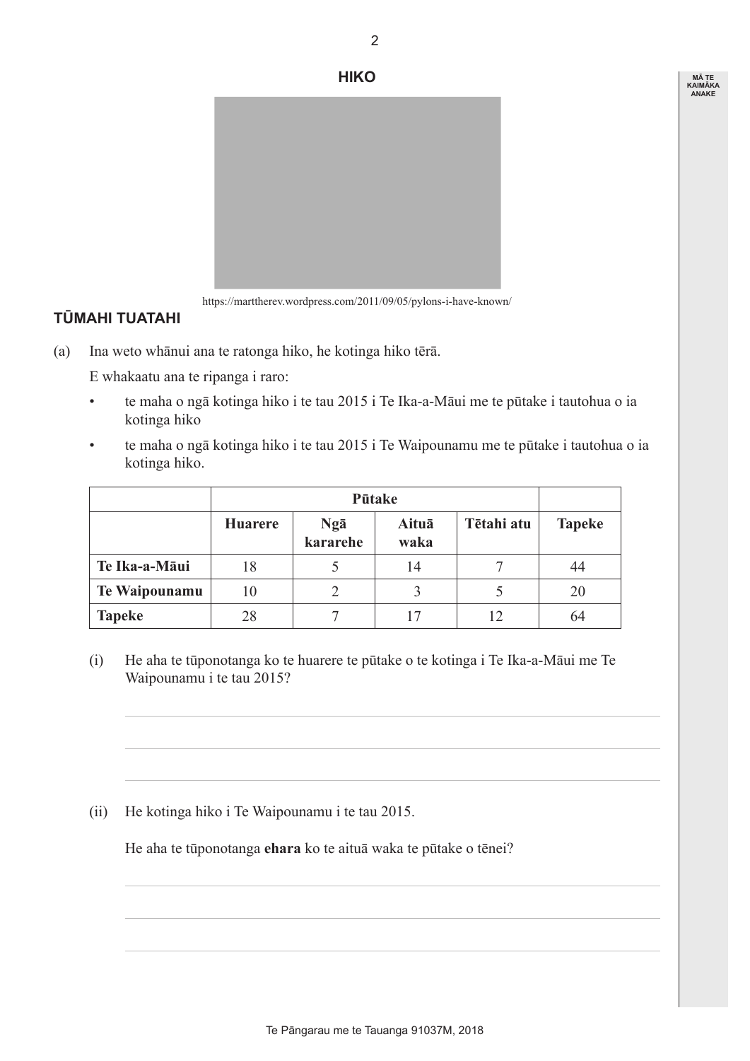## HIKO

https://marttherev.wordpress.com/2011/09/05/pylons-i-have-known/

### TŪMAHI TUATAHI

(a) Ina weto whānui ana te ratonga hiko, he kotinga hiko tērā.

E whakaatu ana te ripanga i raro:

- te maha o ngā kotinga hiko i te tau 2015 i Te Ika-a-Māui me te pūtake i tautohua o ia kotinga hiko
- te maha o ngā kotinga hiko i te tau 2015 i Te Waipounamu me te pūtake i tautohua o ia kotinga hiko.

| | **Pūtake** | | | | |
|---|---|---|---|---|---|
| | **Huarere** | **Ngā kararehe** | **Aituā waka** | **Tētahi atu** | **Tapeke** |
| **Te Ika-a-Māui** | 18 | 5 | 14 | 7 | 44 |
| **Te Waipounamu** | 10 | 2 | 3 | 5 | 20 |
| **Tapeke** | 28 | 7 | 17 | 12 | 64 |

(i) He aha te tūponotanga ko te huarere te pūtake o te kotinga i Te Ika-a-Māui me Te Waipounamu i te tau 2015?

(ii) He kotinga hiko i Te Waipounamu i te tau 2015.

He aha te tūponotanga **ehara** ko te aituā waka te pūtake o tēnei?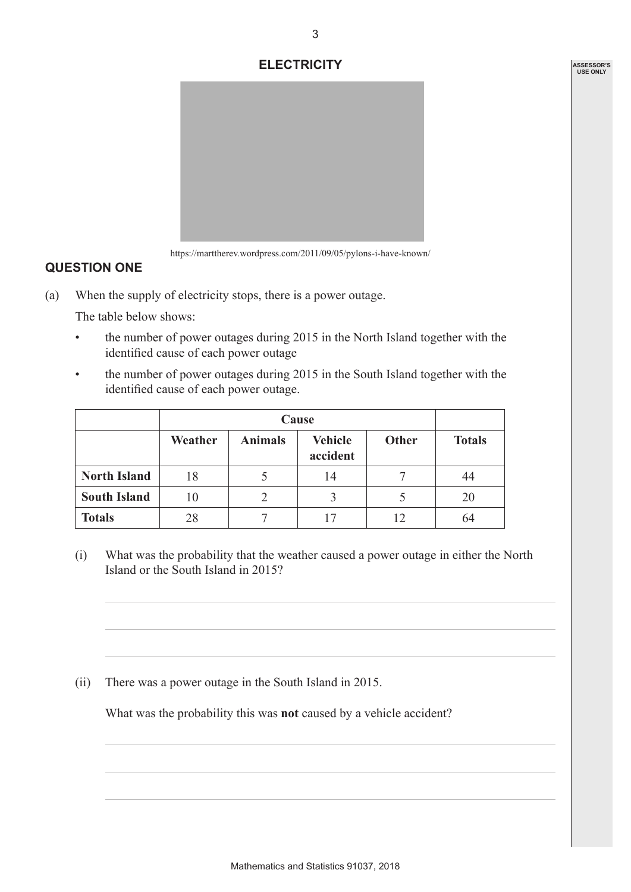## ELECTRICITY

https://marttherev.wordpress.com/2011/09/05/pylons-i-have-known/

### QUESTION ONE

(a) When the supply of electricity stops, there is a power outage.

The table below shows:

- the number of power outages during 2015 in the North Island together with the identified cause of each power outage
- the number of power outages during 2015 in the South Island together with the identified cause of each power outage.

| | Cause | | | | |
|---|---|---|---|---|---|
| | **Weather** | **Animals** | **Vehicle accident** | **Other** | **Totals** |
| **North Island** | 18 | 5 | 14 | 7 | 44 |
| **South Island** | 10 | 2 | 3 | 5 | 20 |
| **Totals** | 28 | 7 | 17 | 12 | 64 |

(i) What was the probability that the weather caused a power outage in either the North Island or the South Island in 2015?

(ii) There was a power outage in the South Island in 2015.

What was the probability this was **not** caused by a vehicle accident?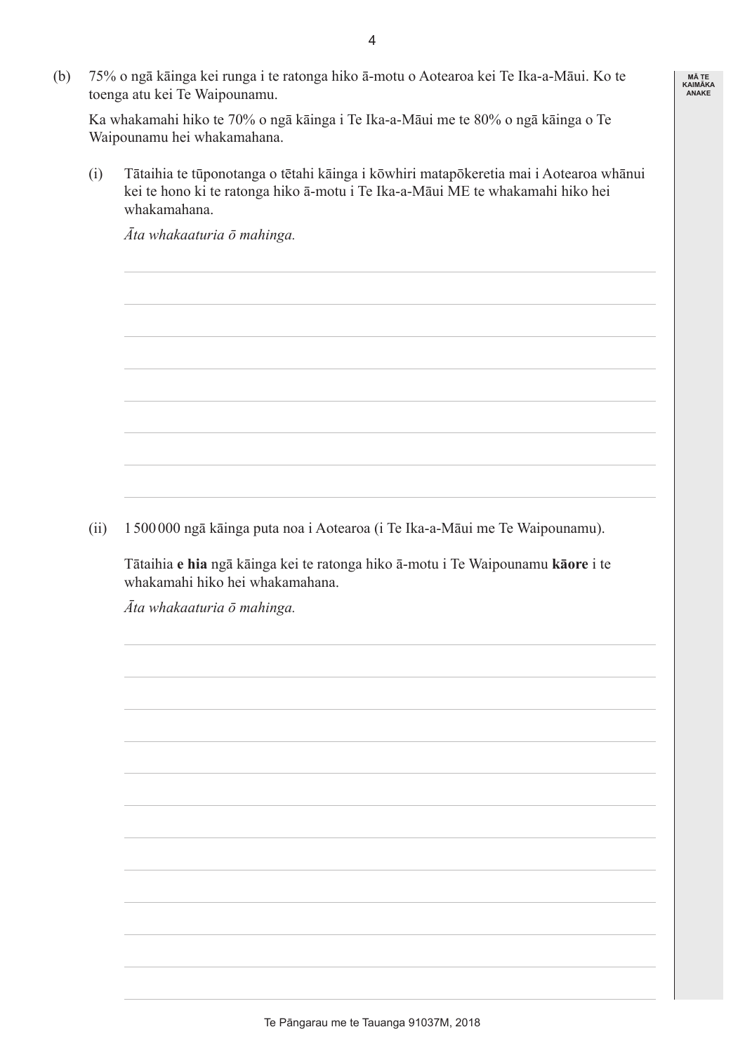(b) 75% o ngā kāinga kei runga i te ratonga hiko ā-motu o Aotearoa kei Te Ika-a-Māui. Ko te toenga atu kei Te Waipounamu.

Ka whakamahi hiko te 70% o ngā kāinga i Te Ika-a-Māui me te 80% o ngā kāinga o Te Waipounamu hei whakamahana.

(i) Tātaihia te tūponotanga o tētahi kāinga i kōwhiri matapōkeretia mai i Aotearoa whānui kei te hono ki te ratonga hiko ā-motu i Te Ika-a-Māui ME te whakamahi hiko hei whakamahana.

*Āta whakaaturia ō mahinga.*

(ii) 1 500 000 ngā kāinga puta noa i Aotearoa (i Te Ika-a-Māui me Te Waipounamu).

Tātaihia **e hia** ngā kāinga kei te ratonga hiko ā-motu i Te Waipounamu **kāore** i te whakamahi hiko hei whakamahana.

*Āta whakaaturia ō mahinga.*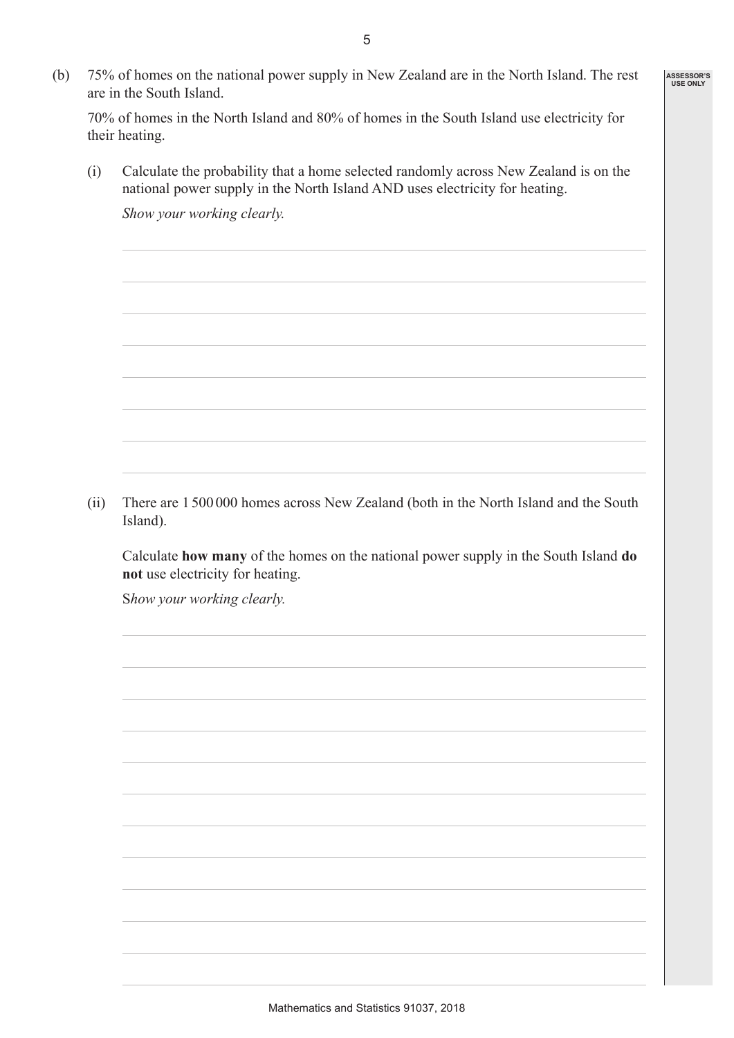(b) 75% of homes on the national power supply in New Zealand are in the North Island. The rest are in the South Island.

70% of homes in the North Island and 80% of homes in the South Island use electricity for their heating.

(i) Calculate the probability that a home selected randomly across New Zealand is on the national power supply in the North Island AND uses electricity for heating.

*Show your working clearly.*

(ii) There are 1 500 000 homes across New Zealand (both in the North Island and the South Island).

Calculate **how many** of the homes on the national power supply in the South Island **do not** use electricity for heating.

*Show your working clearly.*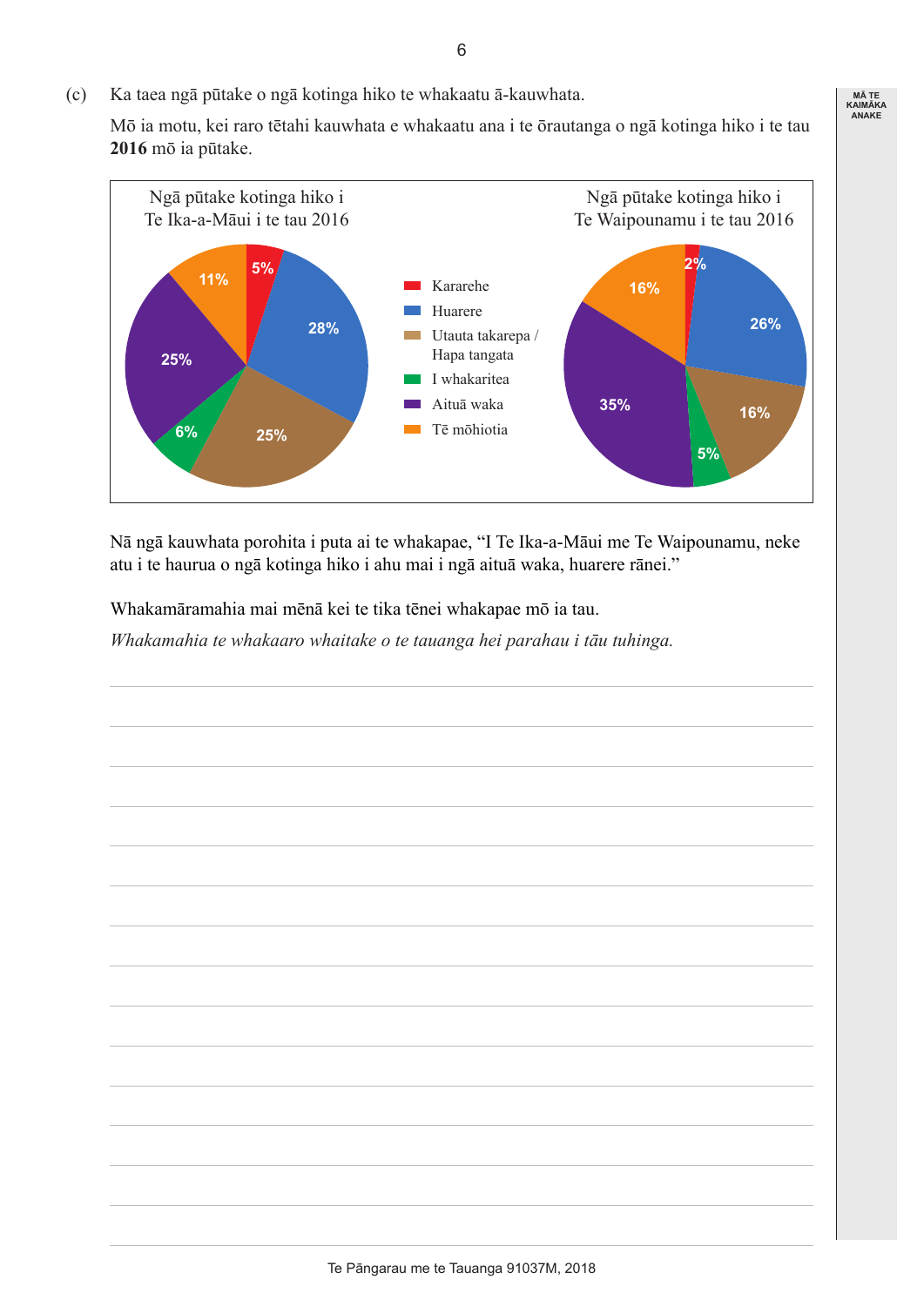(c) Ka taea ngā pūtake o ngā kotinga hiko te whakaatu ā-kauwhata.

Mō ia motu, kei raro tētahi kauwhata e whakaatu ana i te ōrautanga o ngā kotinga hiko i te tau **2016** mō ia pūtake.

| Pūtake | Ngā pūtake kotinga hiko i Te Ika-a-Māui i te tau 2016 | Ngā pūtake kotinga hiko i Te Waipounamu i te tau 2016 |
|---|---|---|
| Kararehe | 5% | 2% |
| Huarere | 28% | 26% |
| Utauta takarepa / Hapa tangata | 25% | 16% |
| I whakaritea | 6% | 5% |
| Aituā waka | 25% | 35% |
| Tē mōhiotia | 11% | 16% |

Nā ngā kauwhata porohita i puta ai te whakapae, "I Te Ika-a-Māui me Te Waipounamu, neke atu i te haurua o ngā kotinga hiko i ahu mai i ngā aituā waka, huarere rānei."

Whakamāramahia mai mēnā kei te tika tēnei whakapae mō ia tau.

*Whakamahia te whakaaro whaitake o te tauanga hei parahau i tāu tuhinga.*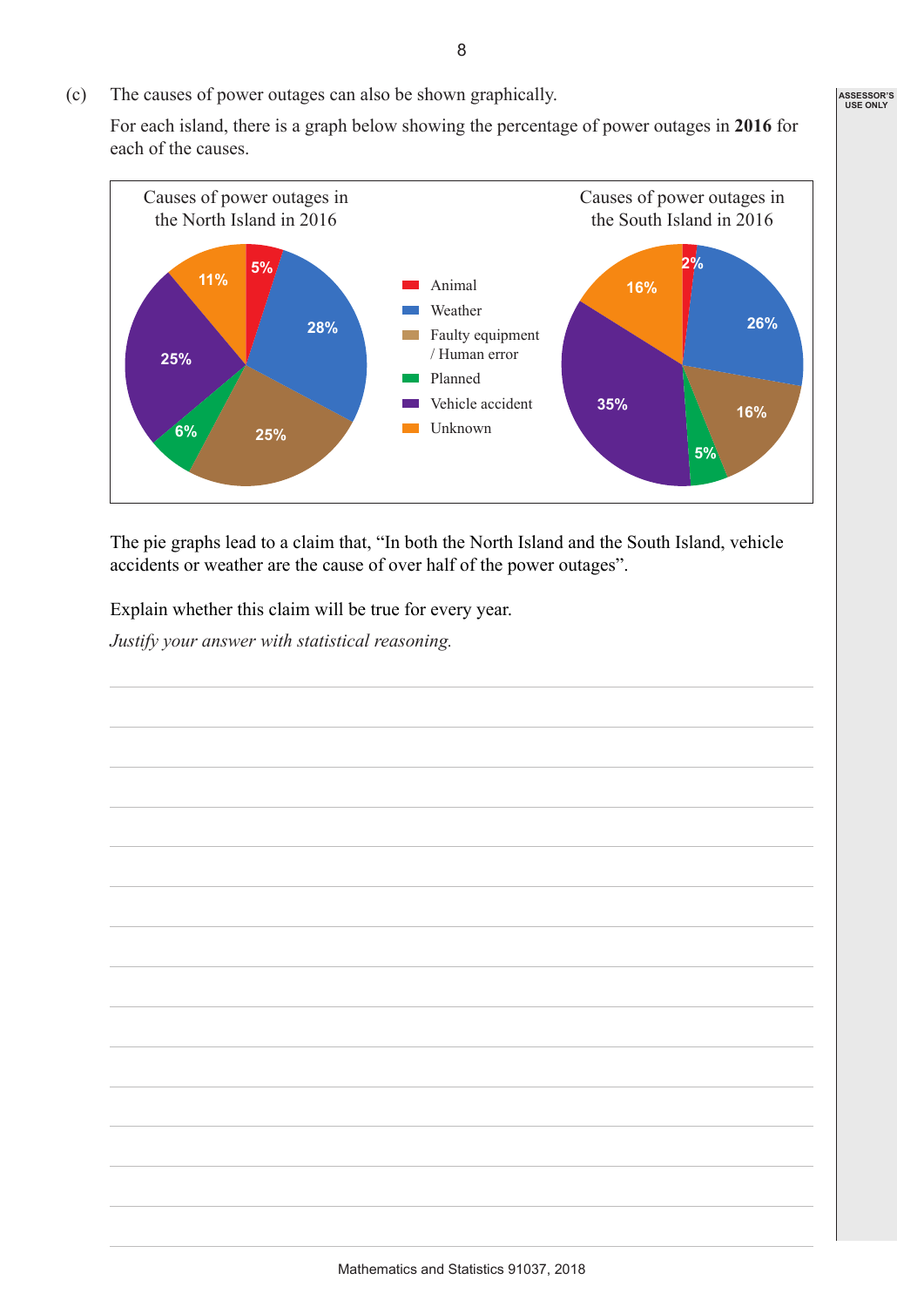(c) The causes of power outages can also be shown graphically.

For each island, there is a graph below showing the percentage of power outages in **2016** for each of the causes.

**Causes of power outages in the North Island in 2016**

| Cause | Percentage |
|---|---|
| Animal | 5% |
| Weather | 28% |
| Faulty equipment / Human error | 25% |
| Planned | 6% |
| Vehicle accident | 25% |
| Unknown | 11% |

**Causes of power outages in the South Island in 2016**

| Cause | Percentage |
|---|---|
| Animal | 2% |
| Weather | 26% |
| Faulty equipment / Human error | 16% |
| Planned | 5% |
| Vehicle accident | 35% |
| Unknown | 16% |

The pie graphs lead to a claim that, "In both the North Island and the South Island, vehicle accidents or weather are the cause of over half of the power outages".

Explain whether this claim will be true for every year.

*Justify your answer with statistical reasoning.*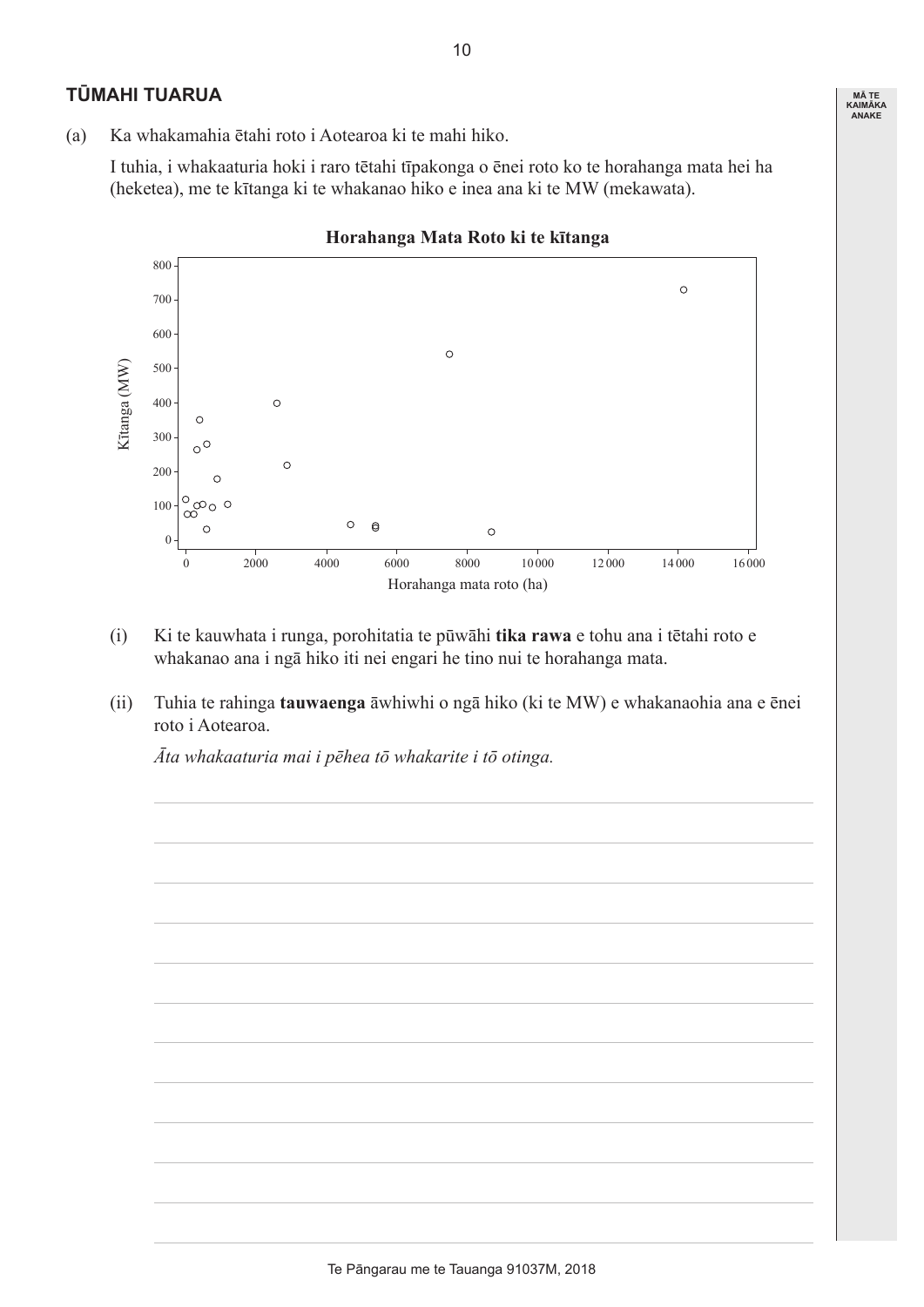## TŪMAHI TUARUA

(a) Ka whakamahia ētahi roto i Aotearoa ki te mahi hiko.

I tuhia, i whakaaturia hoki i raro tētahi tīpakonga o ēnei roto ko te horahanga mata hei ha (heketea), me te kītanga ki te whakanao hiko e inea ana ki te MW (mekawata).

**Horahanga Mata Roto ki te kītanga**

(i) Ki te kauwhata i runga, porohitatia te pūwāhi **tika rawa** e tohu ana i tētahi roto e whakanao ana i ngā hiko iti nei engari he tino nui te horahanga mata.

(ii) Tuhia te rahinga **tauwaenga** āwhiwhi o ngā hiko (ki te MW) e whakanaohia ana e ēnei roto i Aotearoa.

*Āta whakaaturia mai i pēhea tō whakarite i tō otinga.*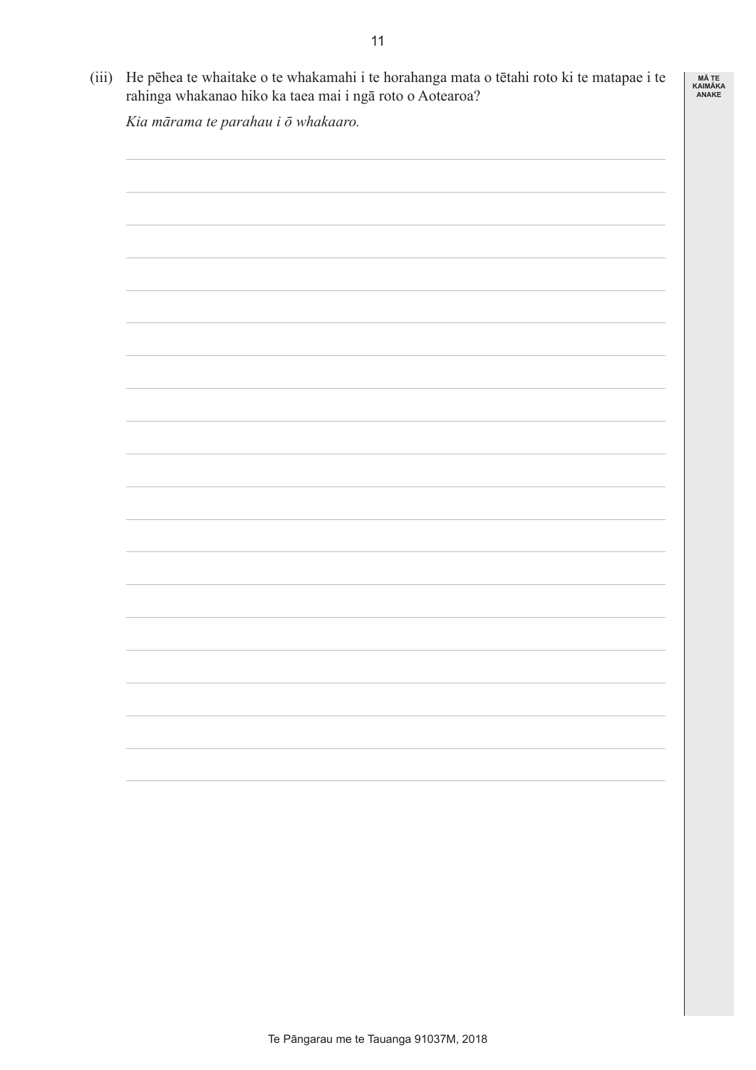(iii) He pēhea te whaitake o te whakamahi i te horahanga mata o tētahi roto ki te matapae i te rahinga whakanao hiko ka taea mai i ngā roto o Aotearoa?

*Kia mārama te parahau i ō whakaaro.*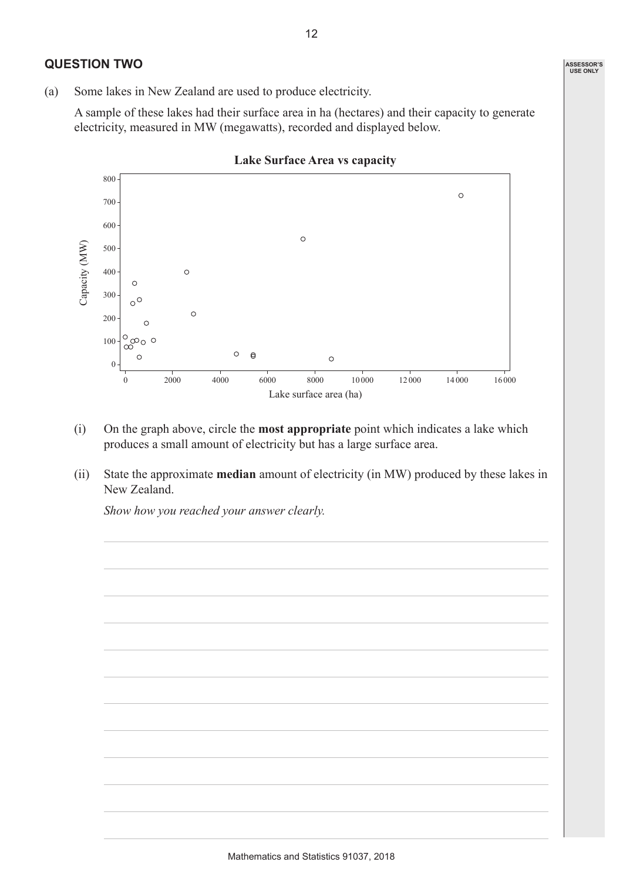## QUESTION TWO

(a) Some lakes in New Zealand are used to produce electricity.

A sample of these lakes had their surface area in ha (hectares) and their capacity to generate electricity, measured in MW (megawatts), recorded and displayed below.

**Lake Surface Area vs capacity**

(i) On the graph above, circle the **most appropriate** point which indicates a lake which produces a small amount of electricity but has a large surface area.

(ii) State the approximate **median** amount of electricity (in MW) produced by these lakes in New Zealand.

*Show how you reached your answer clearly.*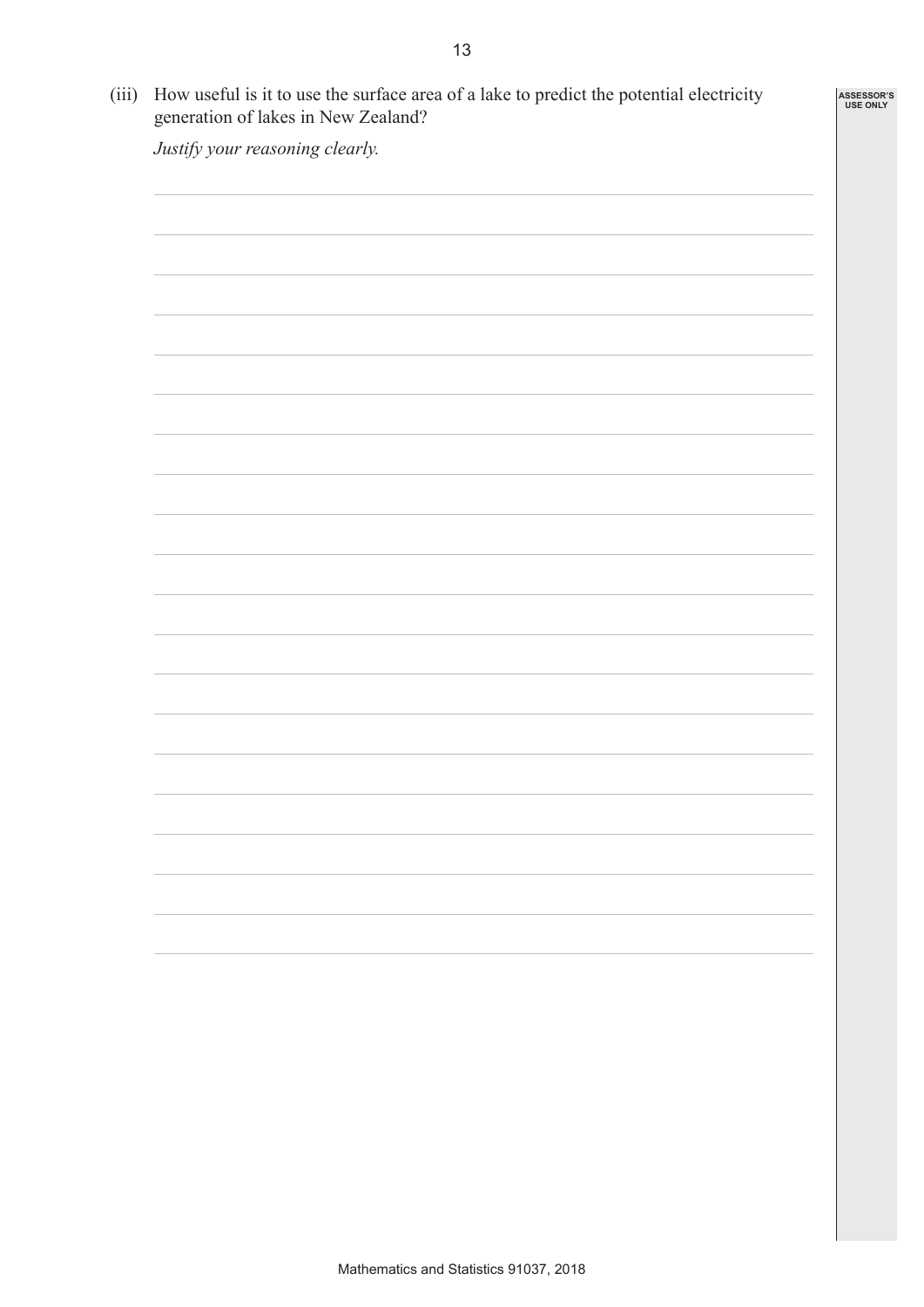(iii) How useful is it to use the surface area of a lake to predict the potential electricity generation of lakes in New Zealand?

*Justify your reasoning clearly.*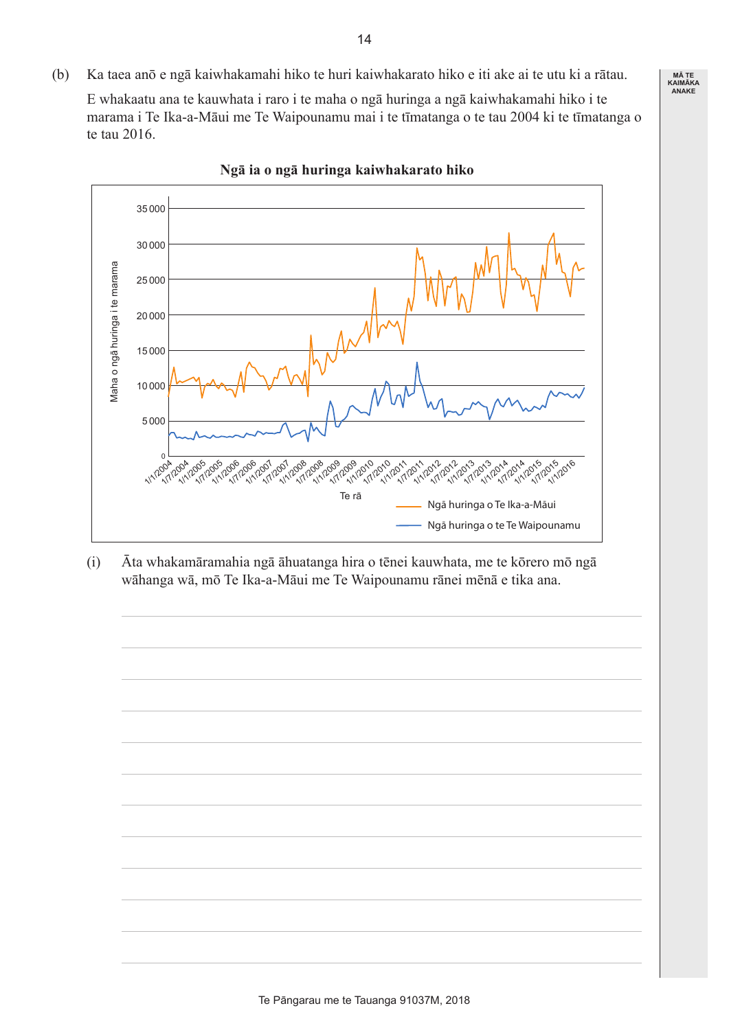(b) Ka taea anō e ngā kaiwhakamahi hiko te huri kaiwhakarato hiko e iti ake ai te utu ki a rātau.

E whakaatu ana te kauwhata i raro i te maha o ngā huringa a ngā kaiwhakamahi hiko i te marama i Te Ika-a-Māui me Te Waipounamu mai i te tīmatanga o te tau 2004 ki te tīmatanga o te tau 2016.

**Ngā ia o ngā huringa kaiwhakarato hiko**

Maha o ngā huringa i te marama: 0, 5 000, 10 000, 15 000, 20 000, 25 000, 30 000, 35 000

Te rā: 1/1/2004, 1/7/2004, 1/1/2005, 1/7/2005, 1/1/2006, 1/7/2006, 1/1/2007, 1/7/2007, 1/1/2008, 1/7/2008, 1/1/2009, 1/7/2009, 1/1/2010, 1/7/2010, 1/1/2011, 1/7/2011, 1/1/2012, 1/7/2012, 1/1/2013, 1/7/2013, 1/1/2014, 1/7/2014, 1/1/2015, 1/7/2015, 1/1/2016

— Ngā huringa o Te Ika-a-Māui

— Ngā huringa o te Te Waipounamu

(i) Āta whakamāramahia ngā āhuatanga hira o tēnei kauwhata, me te kōrero mō ngā wāhanga wā, mō Te Ika-a-Māui me Te Waipounamu rānei mēnā e tika ana.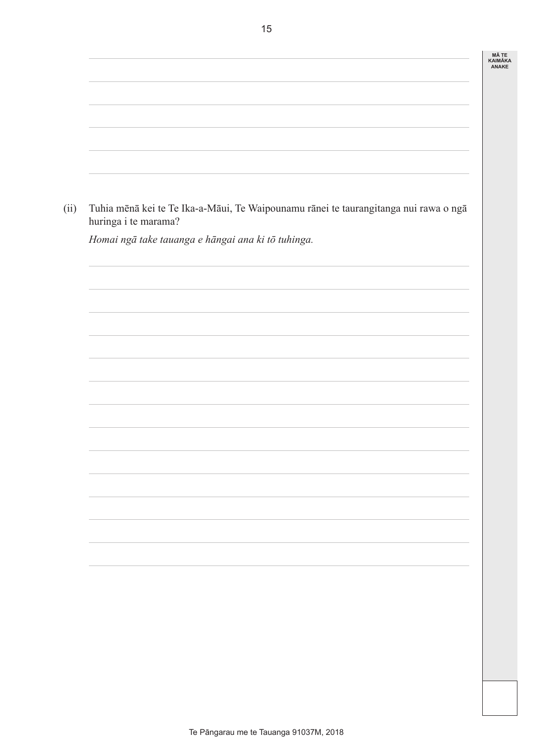(ii) Tuhia mēnā kei te Te Ika-a-Māui, Te Waipounamu rānei te taurangitanga nui rawa o ngā huringa i te marama?

*Homai ngā take tauanga e hāngai ana ki tō tuhinga.*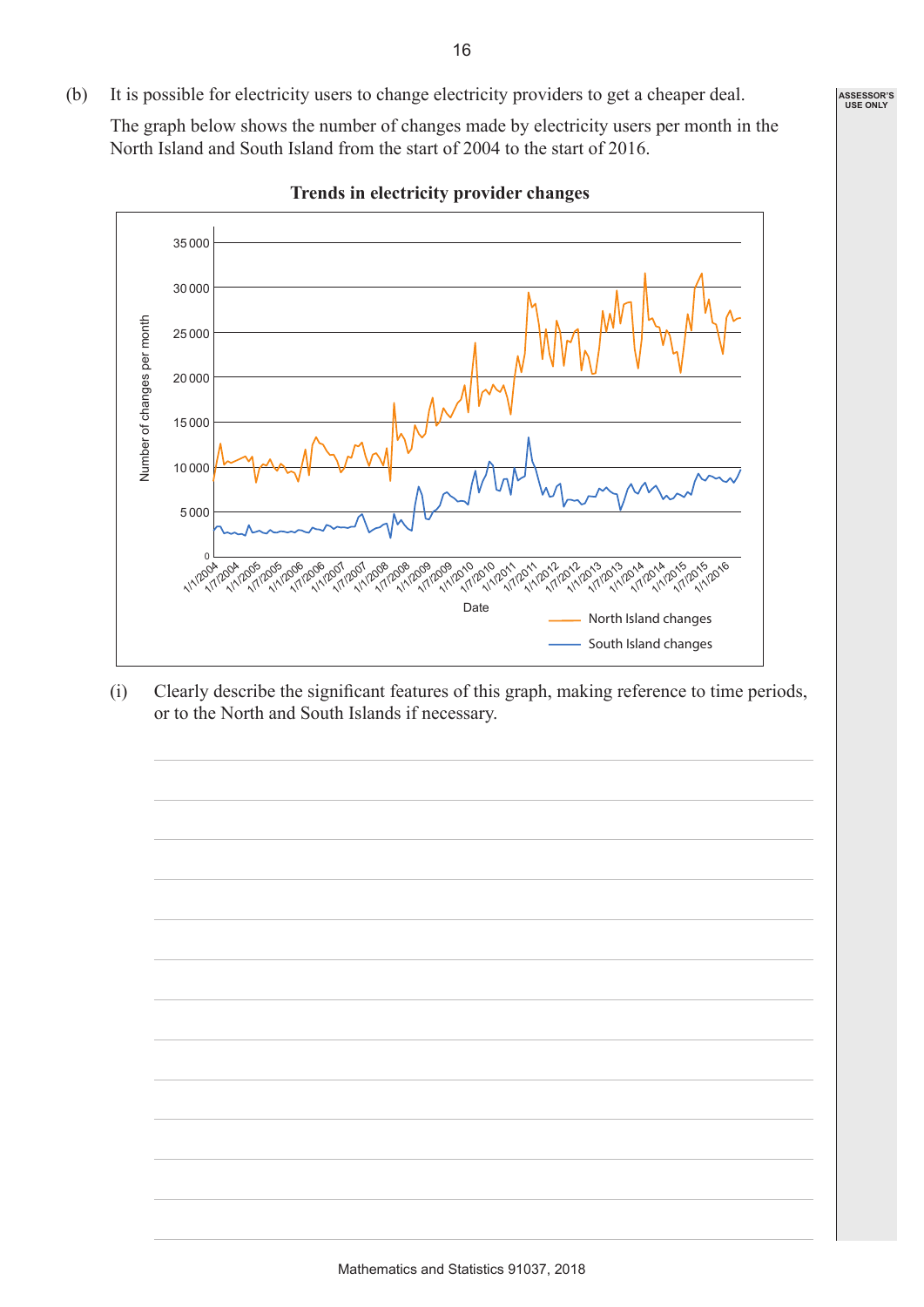(b) It is possible for electricity users to change electricity providers to get a cheaper deal.

The graph below shows the number of changes made by electricity users per month in the North Island and South Island from the start of 2004 to the start of 2016.

**Trends in electricity provider changes**

(i) Clearly describe the significant features of this graph, making reference to time periods, or to the North and South Islands if necessary.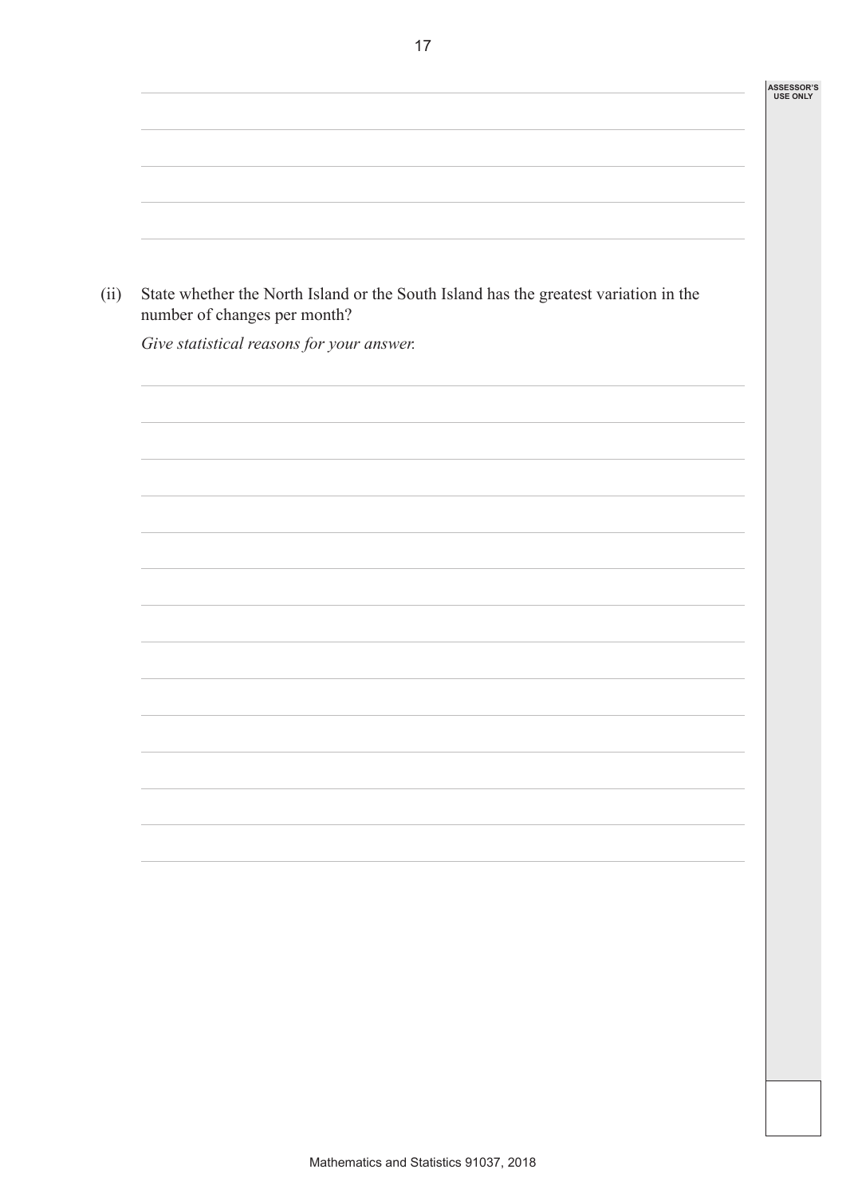(ii) State whether the North Island or the South Island has the greatest variation in the number of changes per month?

*Give statistical reasons for your answer.*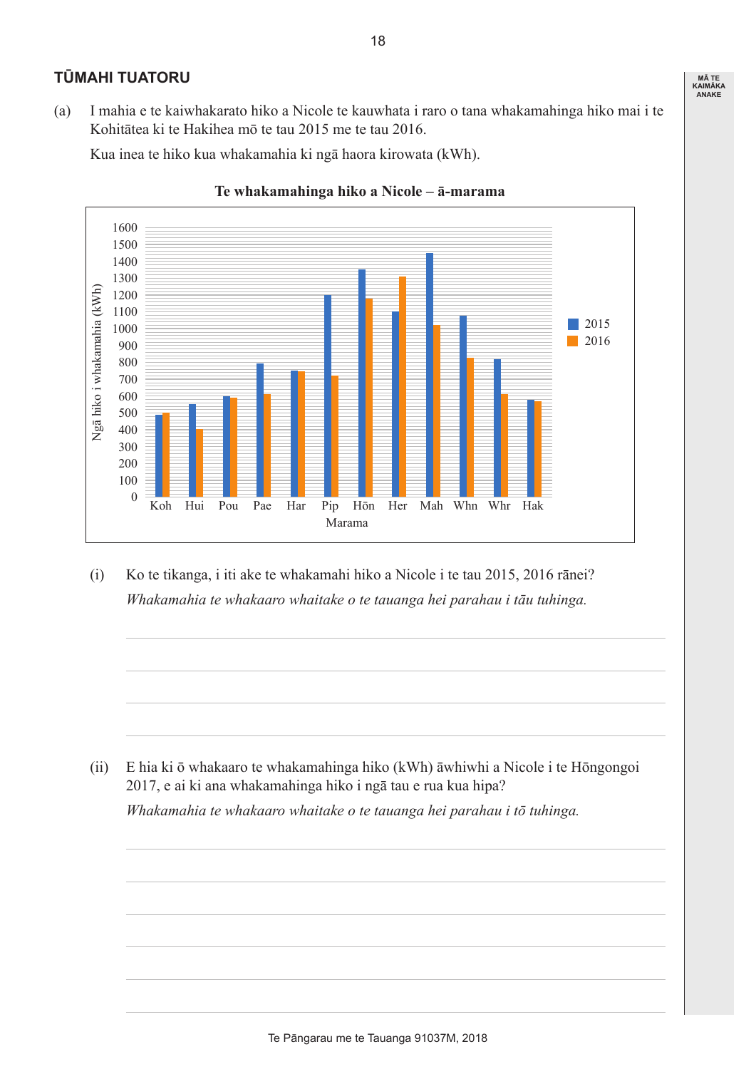## TŪMAHI TUATORU

(a) I mahia e te kaiwhakarato hiko a Nicole te kauwhata i raro o tana whakamahinga hiko mai i te Kohitātea ki te Hakihea mō te tau 2015 me te tau 2016.

Kua inea te hiko kua whakamahia ki ngā haora kirowata (kWh).

**Te whakamahinga hiko a Nicole – ā-marama**

| Marama | 2015 | 2016 |
|---|---|---|
| Koh | 490 | 500 |
| Hui | 550 | 400 |
| Pou | 600 | 590 |
| Pae | 790 | 610 |
| Har | 750 | 745 |
| Pip | 1200 | 720 |
| Hōn | 1350 | 1180 |
| Her | 1100 | 1310 |
| Mah | 1450 | 1020 |
| Whn | 1075 | 825 |
| Whr | 815 | 610 |
| Hak | 575 | 570 |

(Ngā hiko i whakamahia (kWh); Marama)

(i) Ko te tikanga, i iti ake te whakamahi hiko a Nicole i te tau 2015, 2016 rānei?

*Whakamahia te whakaaro whaitake o te tauanga hei parahau i tāu tuhinga.*

(ii) E hia ki ō whakaaro te whakamahinga hiko (kWh) āwhiwhi a Nicole i te Hōngongoi 2017, e ai ki ana whakamahinga hiko i ngā tau e rua kua hipa?

*Whakamahia te whakaaro whaitake o te tauanga hei parahau i tō tuhinga.*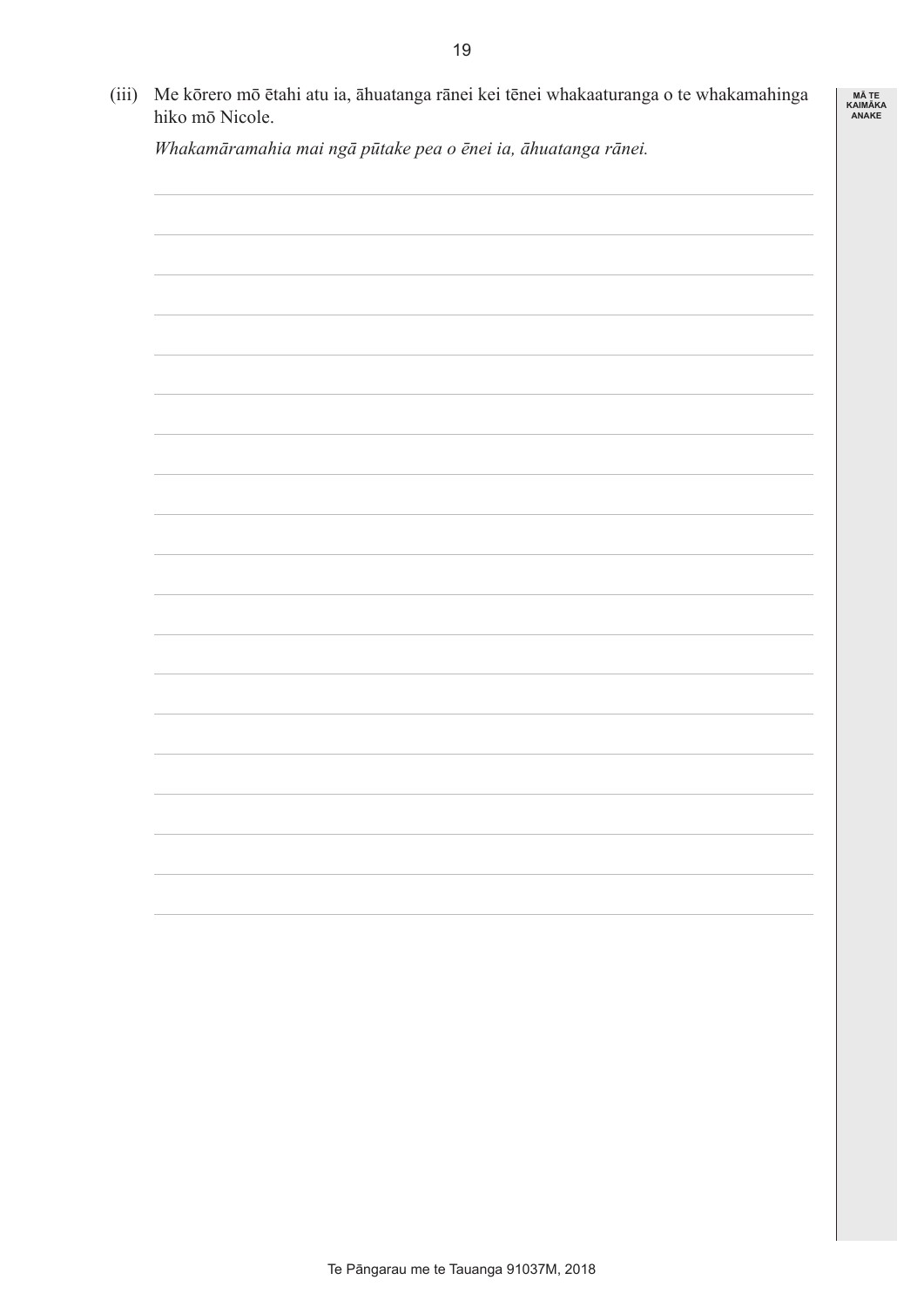(iii) Me kōrero mō ētahi atu ia, āhuatanga rānei kei tēnei whakaaturanga o te whakamahinga hiko mō Nicole.

*Whakamāramahia mai ngā pūtake pea o ēnei ia, āhuatanga rānei.*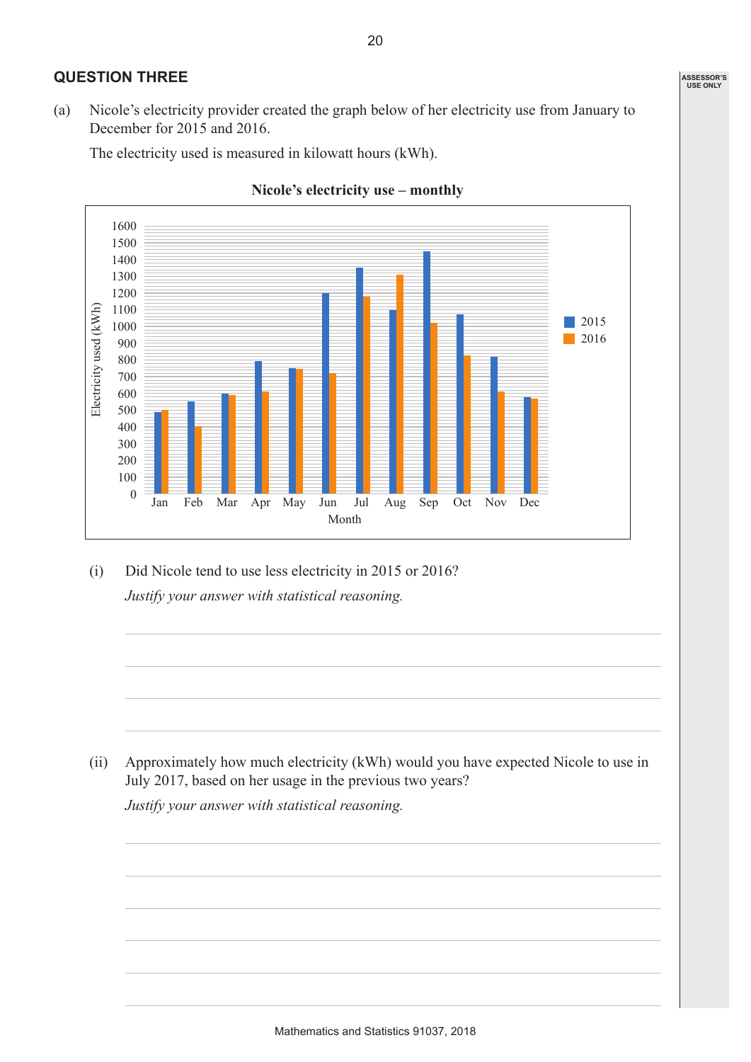## QUESTION THREE

(a) Nicole's electricity provider created the graph below of her electricity use from January to December for 2015 and 2016.

The electricity used is measured in kilowatt hours (kWh).

**Nicole's electricity use – monthly**

(i) Did Nicole tend to use less electricity in 2015 or 2016?

*Justify your answer with statistical reasoning.*

(ii) Approximately how much electricity (kWh) would you have expected Nicole to use in July 2017, based on her usage in the previous two years?

*Justify your answer with statistical reasoning.*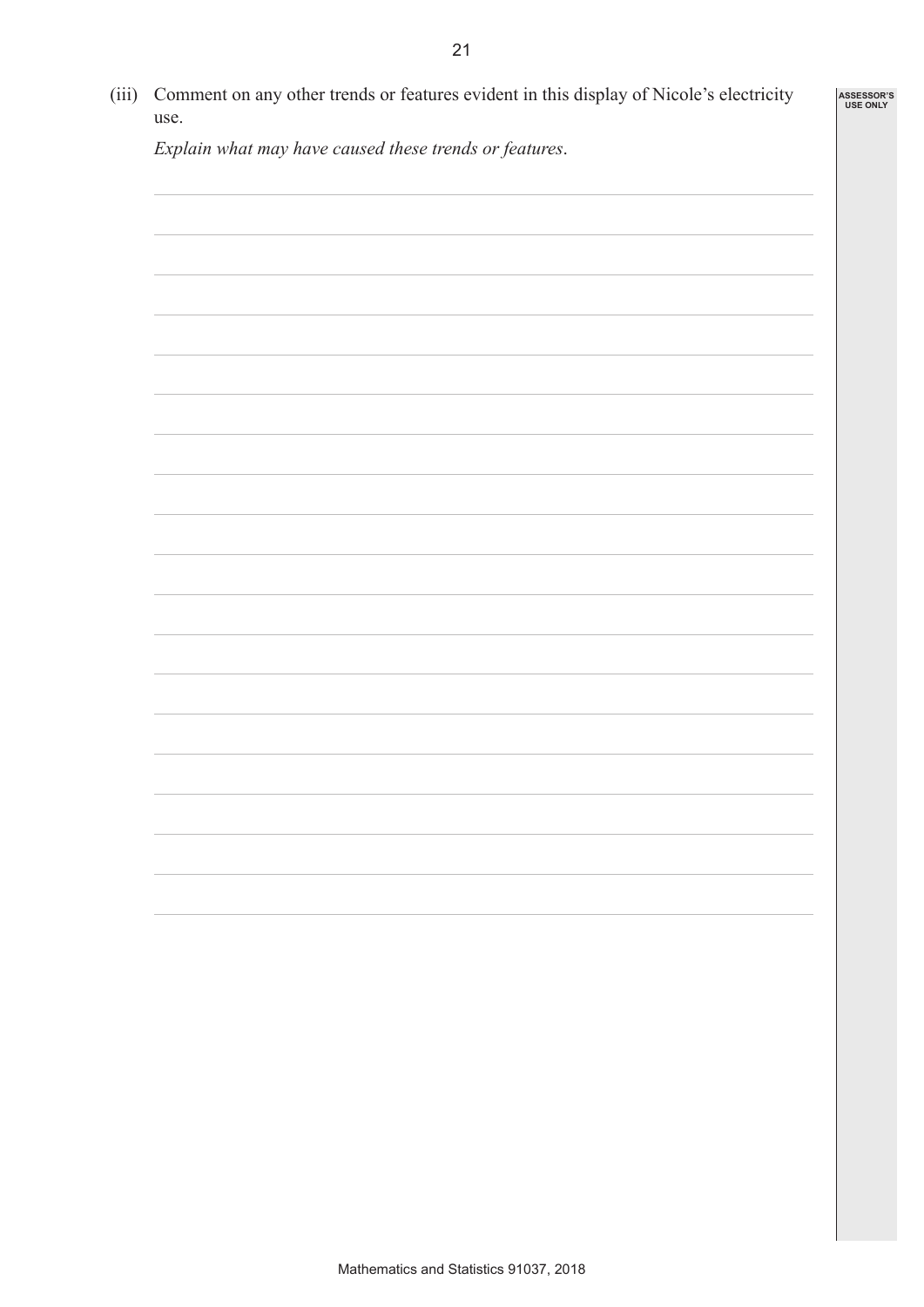(iii) Comment on any other trends or features evident in this display of Nicole's electricity use.

*Explain what may have caused these trends or features.*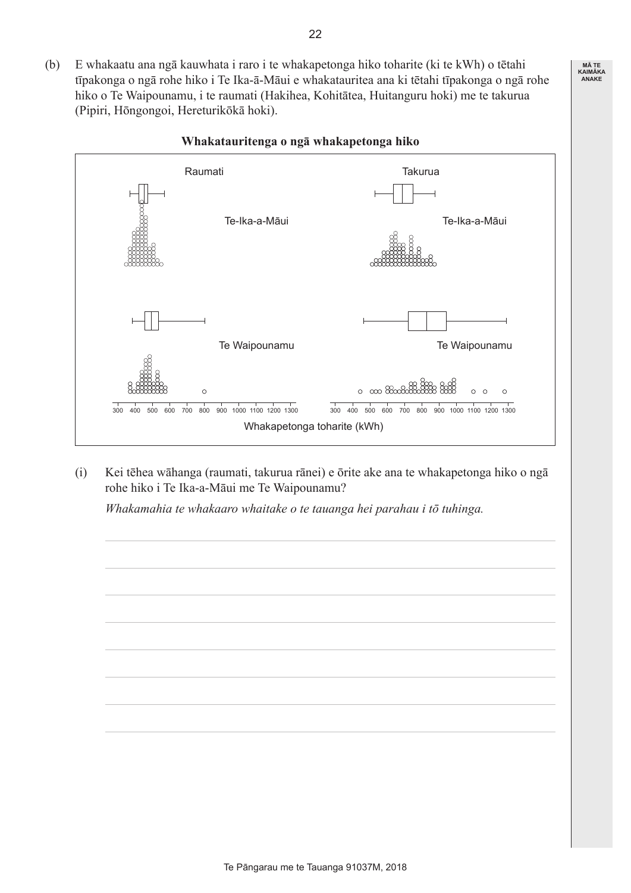(b) E whakaatu ana ngā kauwhata i raro i te whakapetonga hiko toharite (ki te kWh) o tētahi tīpakonga o ngā rohe hiko i Te Ika-ā-Māui e whakatauritea ana ki tētahi tīpakonga o ngā rohe hiko o Te Waipounamu, i te raumati (Hakihea, Kohitātea, Huitanguru hoki) me te takurua (Pipiri, Hōngongoi, Hereturikōkā hoki).

**Whakatauritenga o ngā whakapetonga hiko**

Raumati — Te-Ika-a-Māui; Te Waipounamu

Takurua — Te-Ika-a-Māui; Te Waipounamu

300 400 500 600 700 800 900 1000 1100 1200 1300

Whakapetonga toharite (kWh)

(i) Kei tēhea wāhanga (raumati, takurua rānei) e ōrite ake ana te whakapetonga hiko o ngā rohe hiko i Te Ika-a-Māui me Te Waipounamu?

*Whakamahia te whakaaro whaitake o te tauanga hei parahau i tō tuhinga.*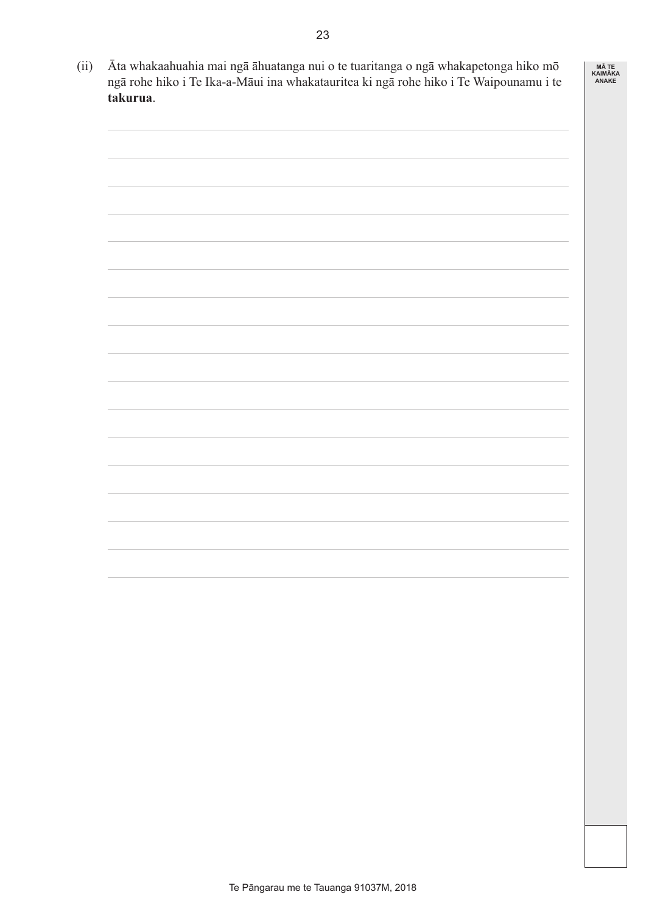(ii) Āta whakaahuahia mai ngā āhuatanga nui o te tuaritanga o ngā whakapetonga hiko mō ngā rohe hiko i Te Ika-a-Māui ina whakatauritea ki ngā rohe hiko i Te Waipounamu i te **takurua**.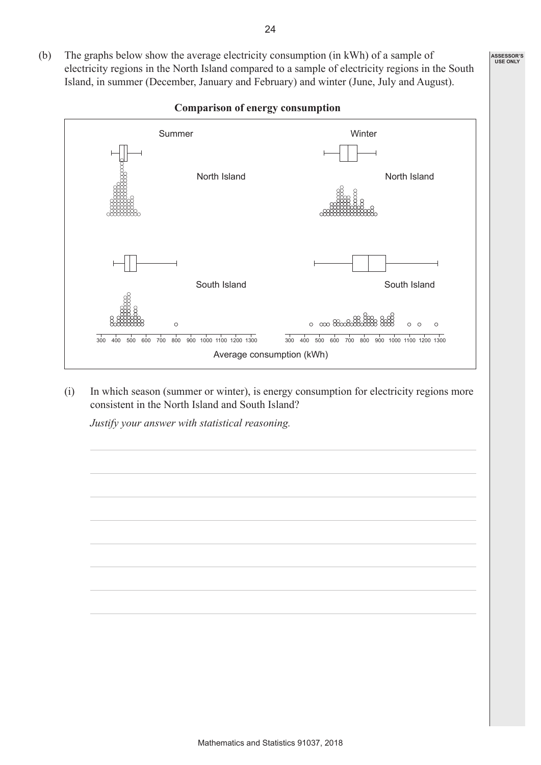(b) The graphs below show the average electricity consumption (in kWh) of a sample of electricity regions in the North Island compared to a sample of electricity regions in the South Island, in summer (December, January and February) and winter (June, July and August).

**Comparison of energy consumption**

Summer | Winter

North Island | North Island

South Island | South Island

300 400 500 600 700 800 900 1000 1100 1200 1300 | 300 400 500 600 700 800 900 1000 1100 1200 1300

Average consumption (kWh)

(i) In which season (summer or winter), is energy consumption for electricity regions more consistent in the North Island and South Island?

*Justify your answer with statistical reasoning.*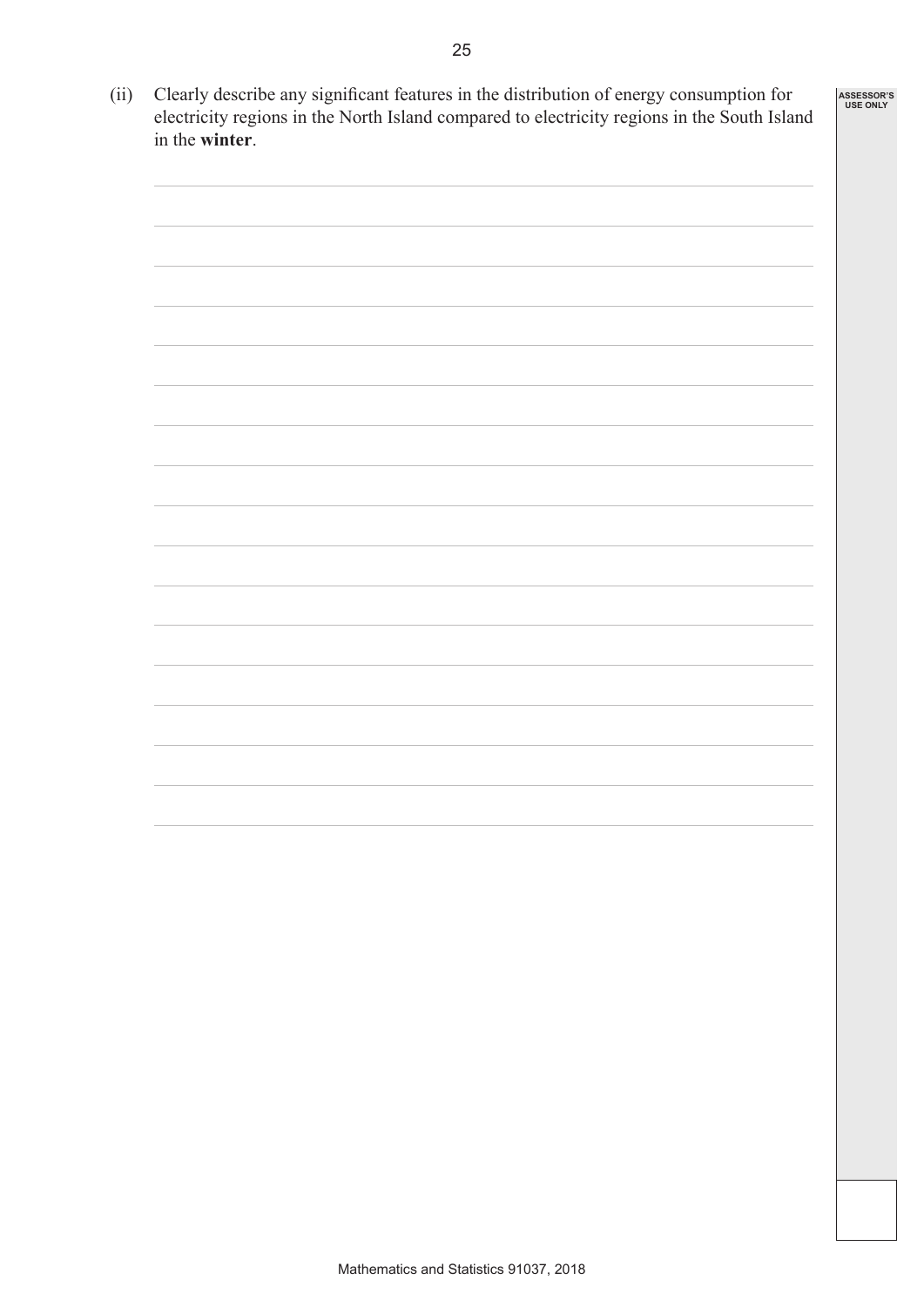(ii) Clearly describe any significant features in the distribution of energy consumption for electricity regions in the North Island compared to electricity regions in the South Island in the **winter**.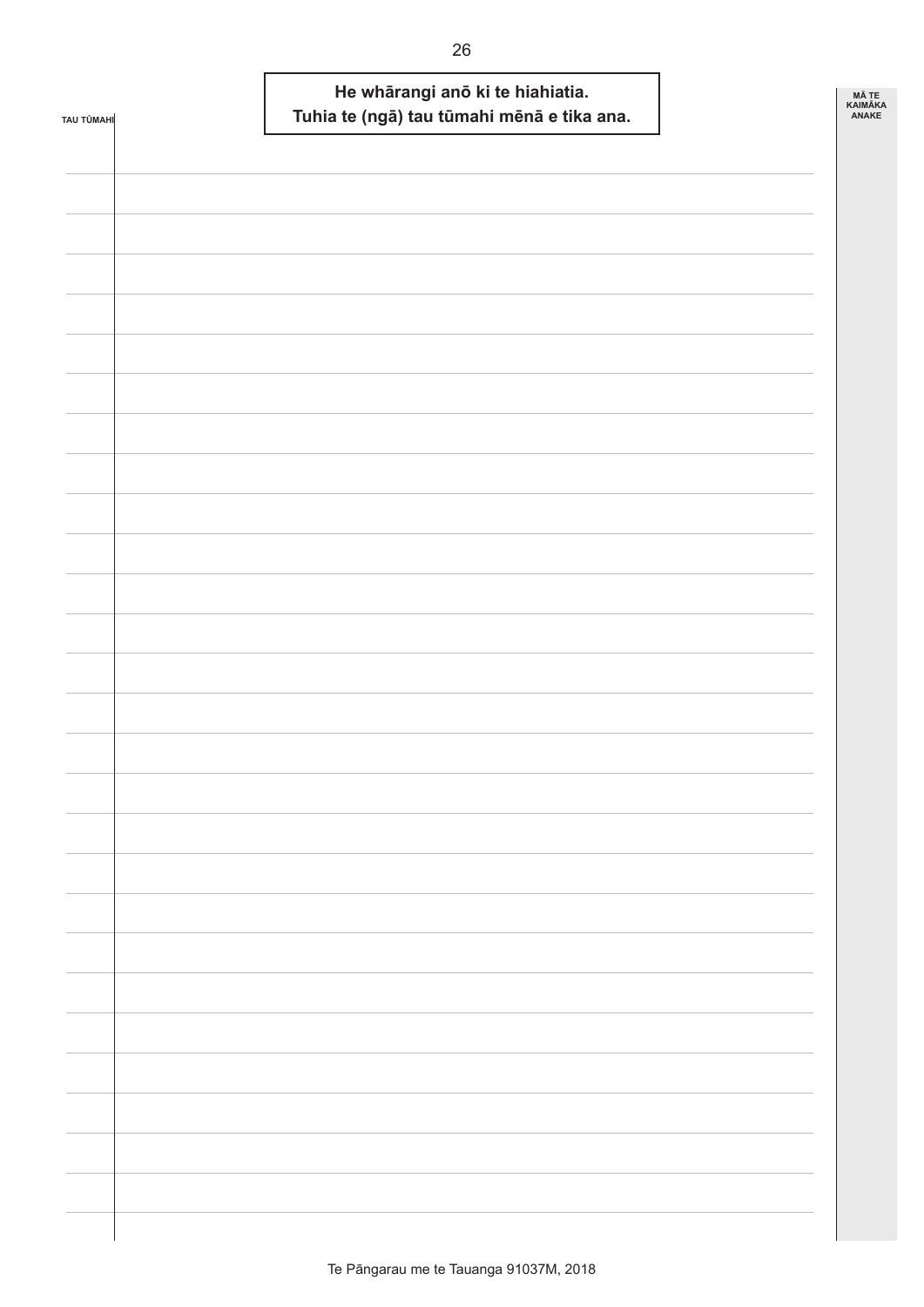**He whārangi anō ki te hiahiatia.**
**Tuhia te (ngā) tau tūmahi mēnā e tika ana.**

TAU TŪMAHI

MĀ TE KAIMĀKA ANAKE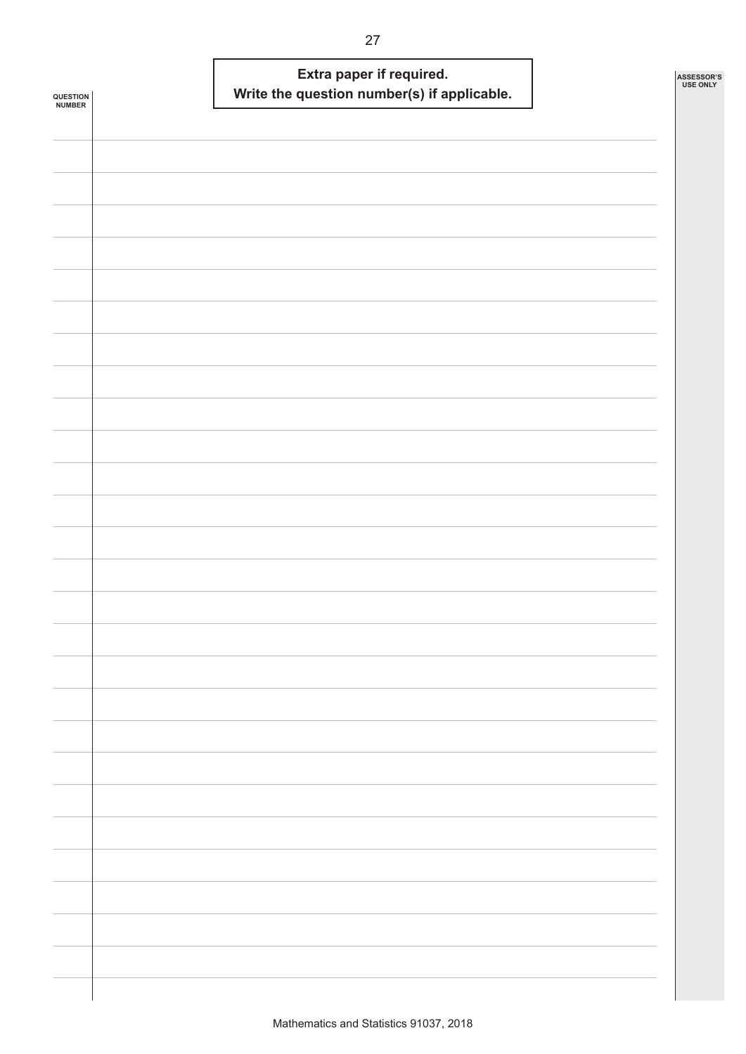**Extra paper if required.**
**Write the question number(s) if applicable.**

QUESTION NUMBER

ASSESSOR'S USE ONLY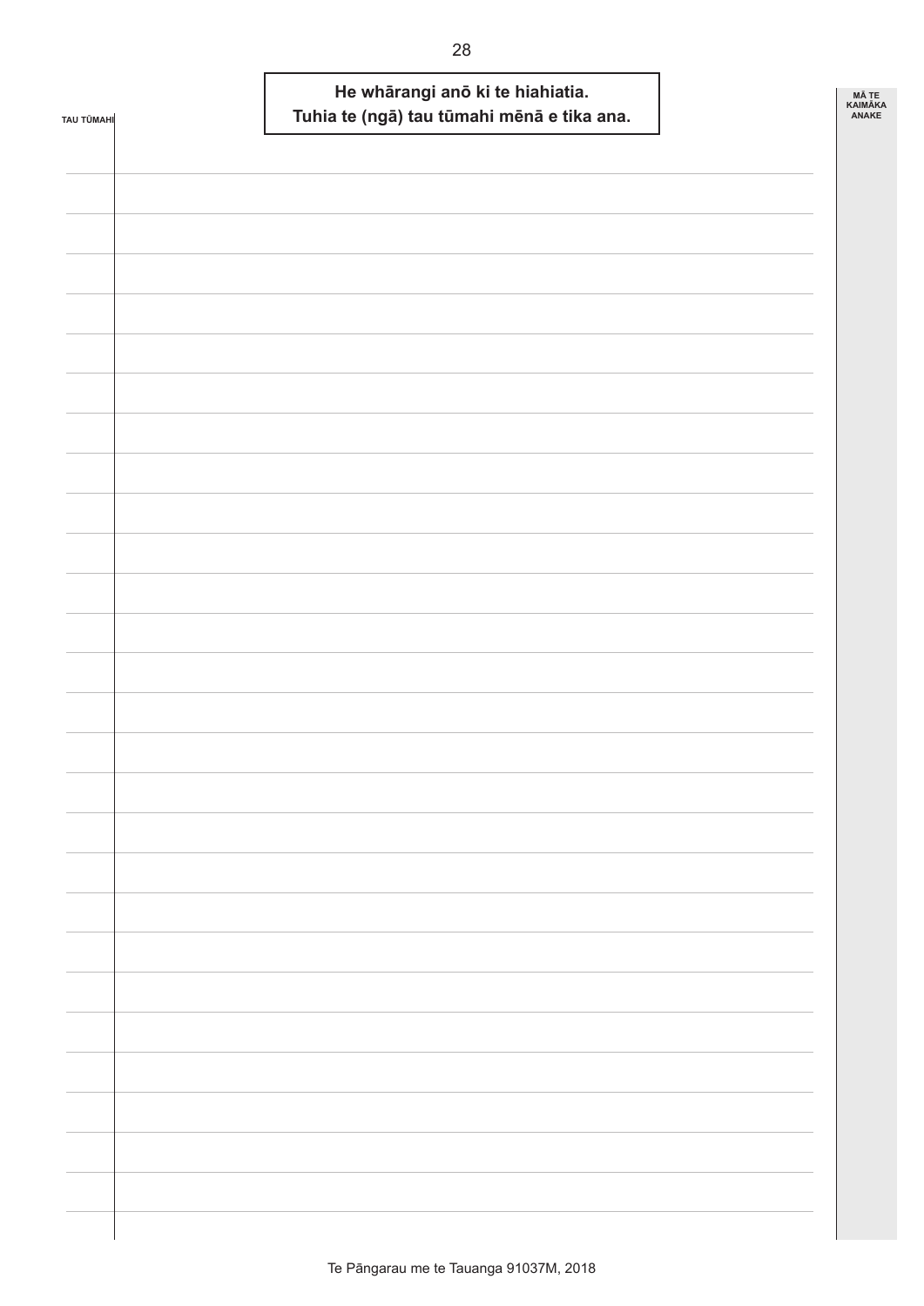**He whārangi anō ki te hiahiatia.**
**Tuhia te (ngā) tau tūmahi mēnā e tika ana.**

TAU TŪMAHI

MĀ TE KAIMĀKA ANAKE

Te Pāngarau me te Tauanga 91037M, 2018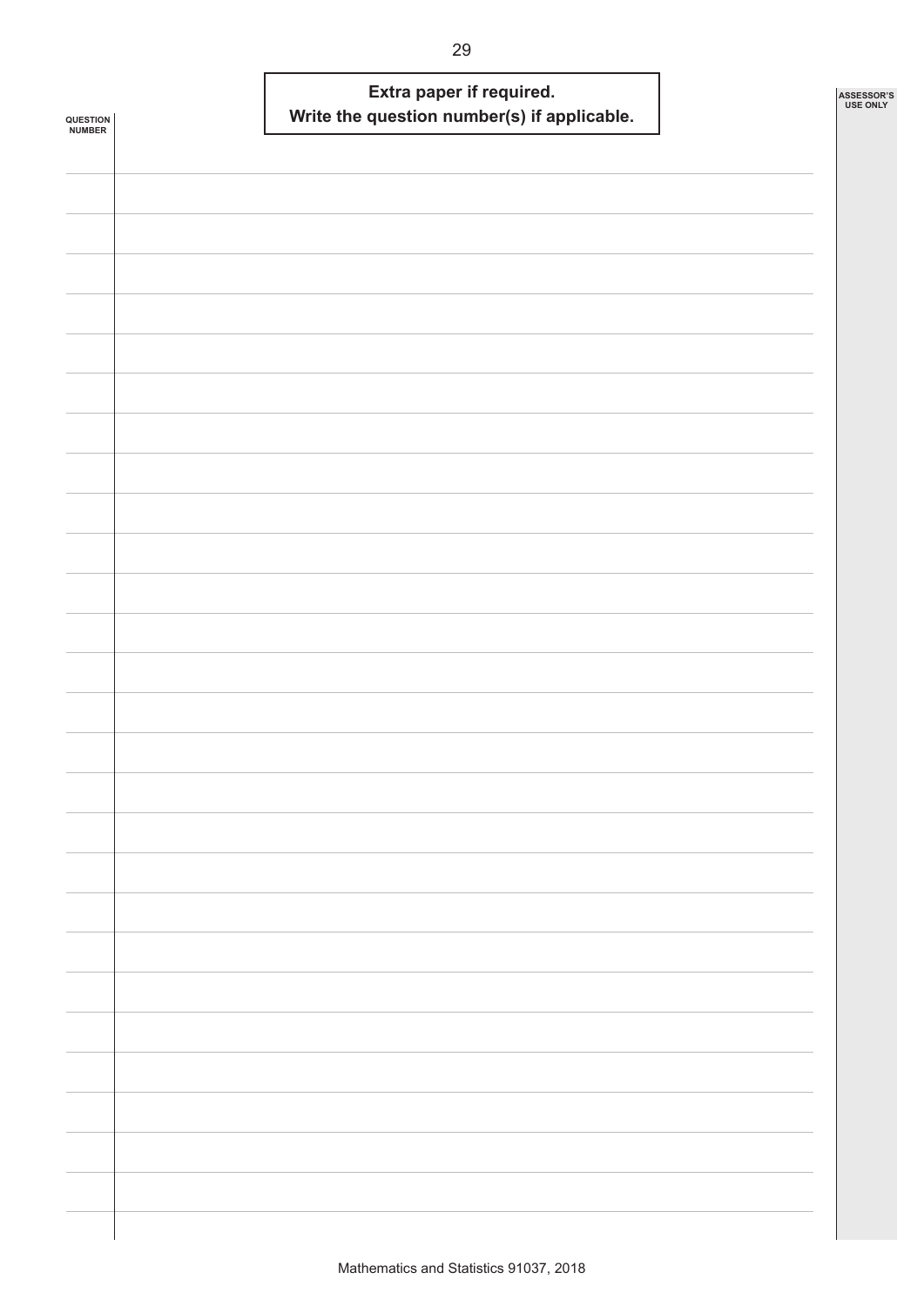**Extra paper if required.**
**Write the question number(s) if applicable.**

QUESTION NUMBER

ASSESSOR'S USE ONLY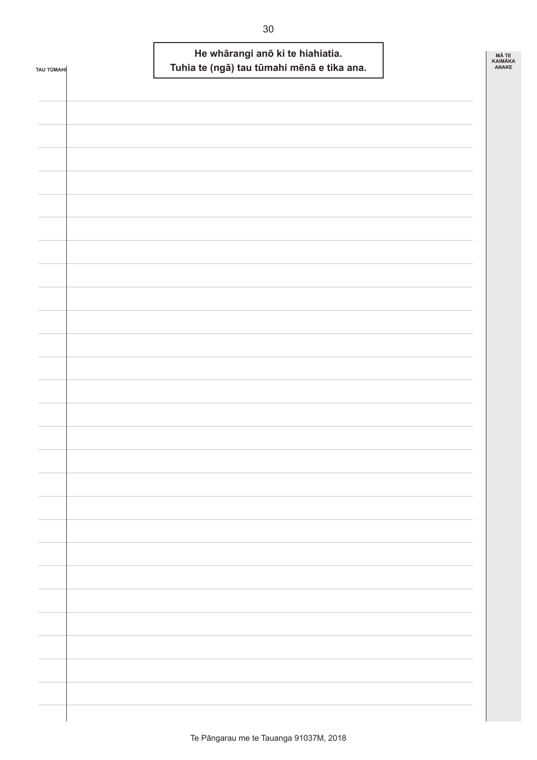**He whārangi anō ki te hiahiatia.**
**Tuhia te (ngā) tau tūmahi mēnā e tika ana.**

TAU TŪMAHI

MĀ TE KAIMĀKA ANAKE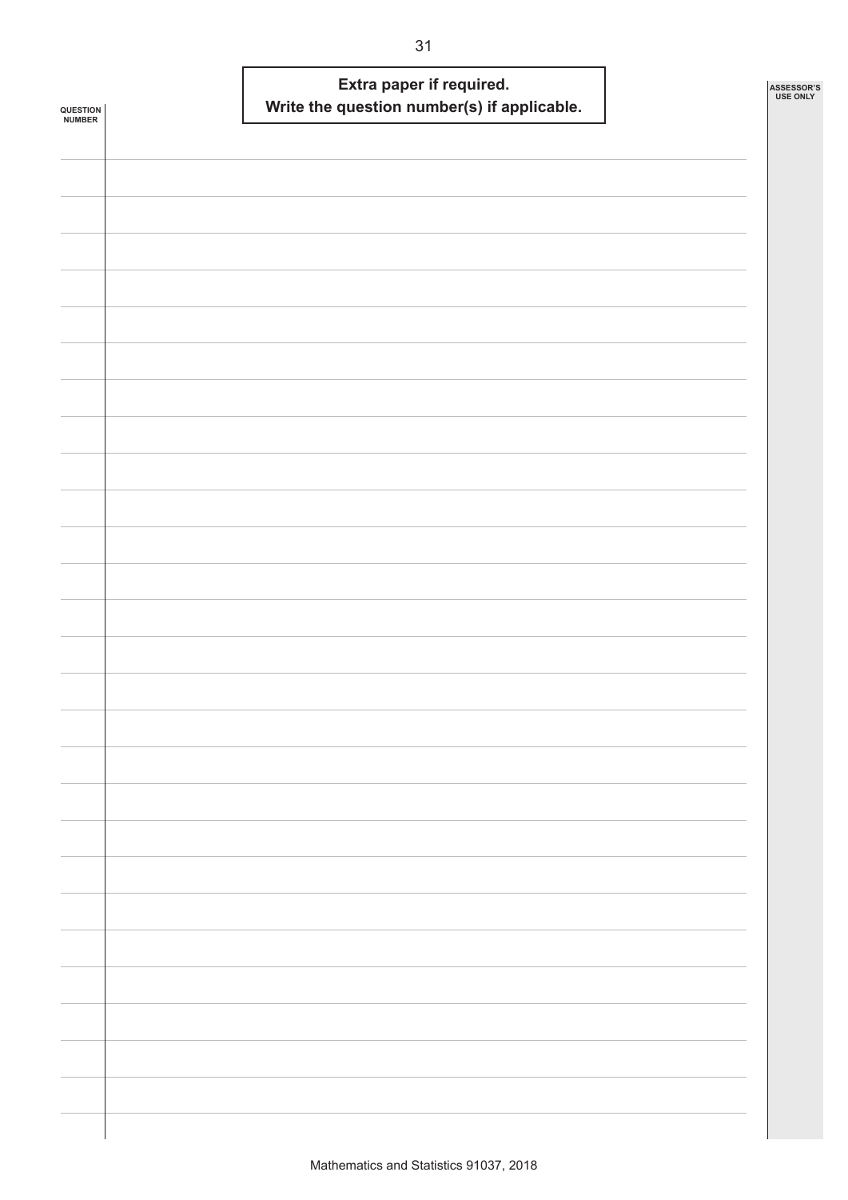**Extra paper if required.**
**Write the question number(s) if applicable.**

QUESTION NUMBER

ASSESSOR'S USE ONLY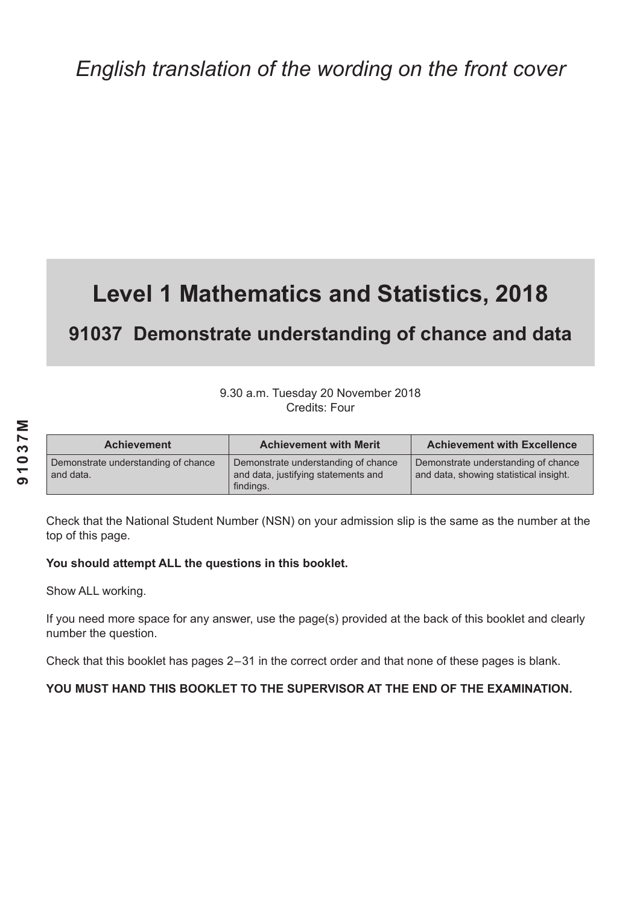*English translation of the wording on the front cover*

# Level 1 Mathematics and Statistics, 2018

## 91037 Demonstrate understanding of chance and data

9.30 a.m. Tuesday 20 November 2018
Credits: Four

| Achievement | Achievement with Merit | Achievement with Excellence |
|---|---|---|
| Demonstrate understanding of chance and data. | Demonstrate understanding of chance and data, justifying statements and findings. | Demonstrate understanding of chance and data, showing statistical insight. |

Check that the National Student Number (NSN) on your admission slip is the same as the number at the top of this page.

**You should attempt ALL the questions in this booklet.**

Show ALL working.

If you need more space for any answer, use the page(s) provided at the back of this booklet and clearly number the question.

Check that this booklet has pages 2 – 31 in the correct order and that none of these pages is blank.

**YOU MUST HAND THIS BOOKLET TO THE SUPERVISOR AT THE END OF THE EXAMINATION.**